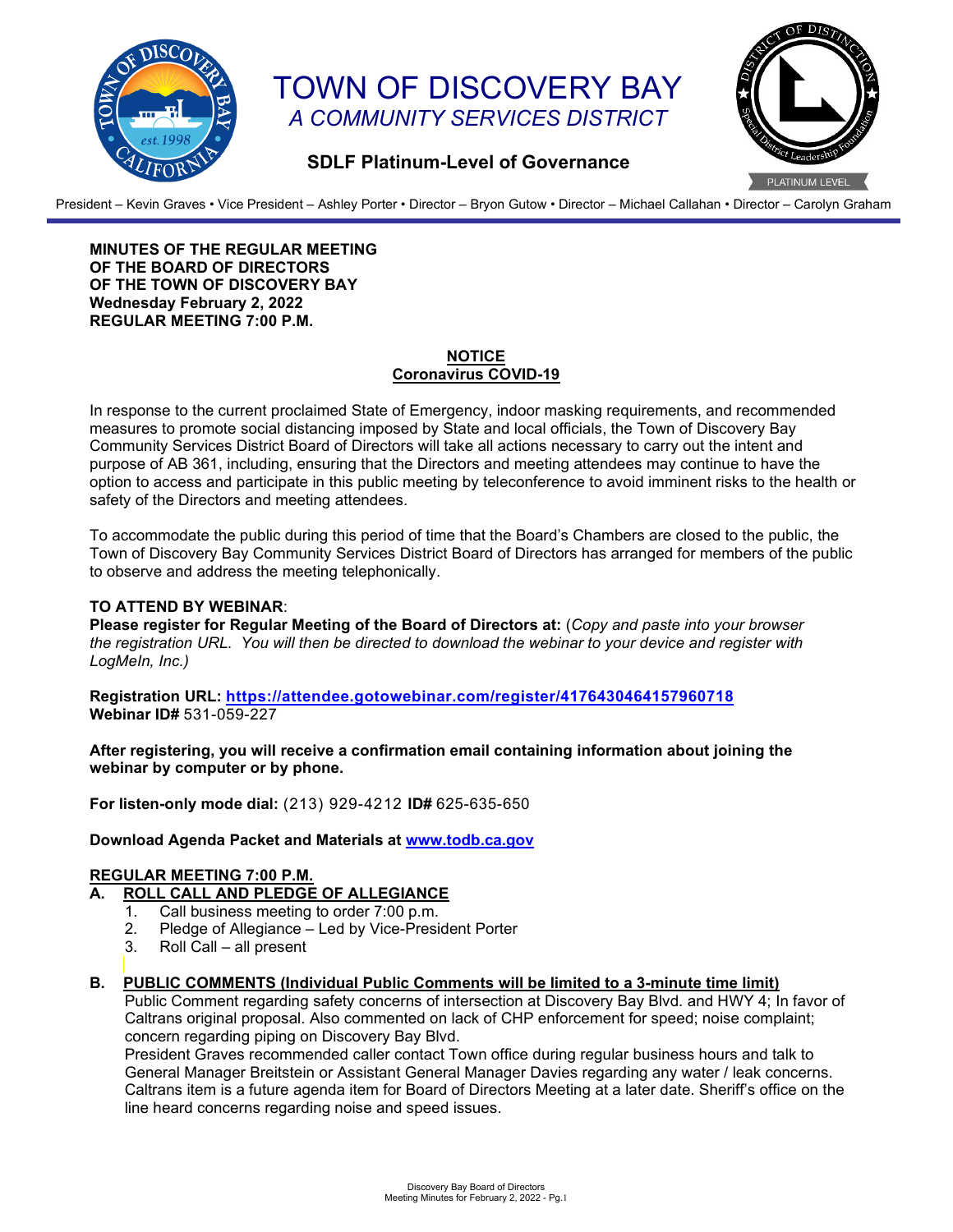# TOWN OF DISCOVERY BAY

*A COMMUNITY SERVICES DISTRICT*

**SDLF Platinum-Level of Governance**

President – Kevin Graves • Vice President – Ashley Porter • Director – Bryon Gutow • Director – Michael Callahan • Director – Carolyn Graham

**MINUTES OF THE REGULAR MEETING**
**OF THE BOARD OF DIRECTORS**
**OF THE TOWN OF DISCOVERY BAY**
**Wednesday February 2, 2022**
**REGULAR MEETING 7:00 P.M.**

## NOTICE
## Coronavirus COVID-19

In response to the current proclaimed State of Emergency, indoor masking requirements, and recommended measures to promote social distancing imposed by State and local officials, the Town of Discovery Bay Community Services District Board of Directors will take all actions necessary to carry out the intent and purpose of AB 361, including, ensuring that the Directors and meeting attendees may continue to have the option to access and participate in this public meeting by teleconference to avoid imminent risks to the health or safety of the Directors and meeting attendees.

To accommodate the public during this period of time that the Board's Chambers are closed to the public, the Town of Discovery Bay Community Services District Board of Directors has arranged for members of the public to observe and address the meeting telephonically.

**TO ATTEND BY WEBINAR**:
**Please register for Regular Meeting of the Board of Directors at:** (*Copy and paste into your browser the registration URL. You will then be directed to download the webinar to your device and register with LogMeIn, Inc.)*

**Registration URL: [https://attendee.gotowebinar.com/register/4176430464157960718](https://attendee.gotowebinar.com/register/4176430464157960718)**
**Webinar ID#** 531-059-227

**After registering, you will receive a confirmation email containing information about joining the webinar by computer or by phone.**

**For listen-only mode dial:** (213) 929-4212 **ID#** 625-635-650

**Download Agenda Packet and Materials at [www.todb.ca.gov](http://www.todb.ca.gov)**

## REGULAR MEETING 7:00 P.M.

### A. ROLL CALL AND PLEDGE OF ALLEGIANCE

1. Call business meeting to order 7:00 p.m.
2. Pledge of Allegiance – Led by Vice-President Porter
3. Roll Call – all present

### B. PUBLIC COMMENTS (Individual Public Comments will be limited to a 3-minute time limit)

Public Comment regarding safety concerns of intersection at Discovery Bay Blvd. and HWY 4; In favor of Caltrans original proposal. Also commented on lack of CHP enforcement for speed; noise complaint; concern regarding piping on Discovery Bay Blvd.

President Graves recommended caller contact Town office during regular business hours and talk to General Manager Breitstein or Assistant General Manager Davies regarding any water / leak concerns. Caltrans item is a future agenda item for Board of Directors Meeting at a later date. Sheriff's office on the line heard concerns regarding noise and speed issues.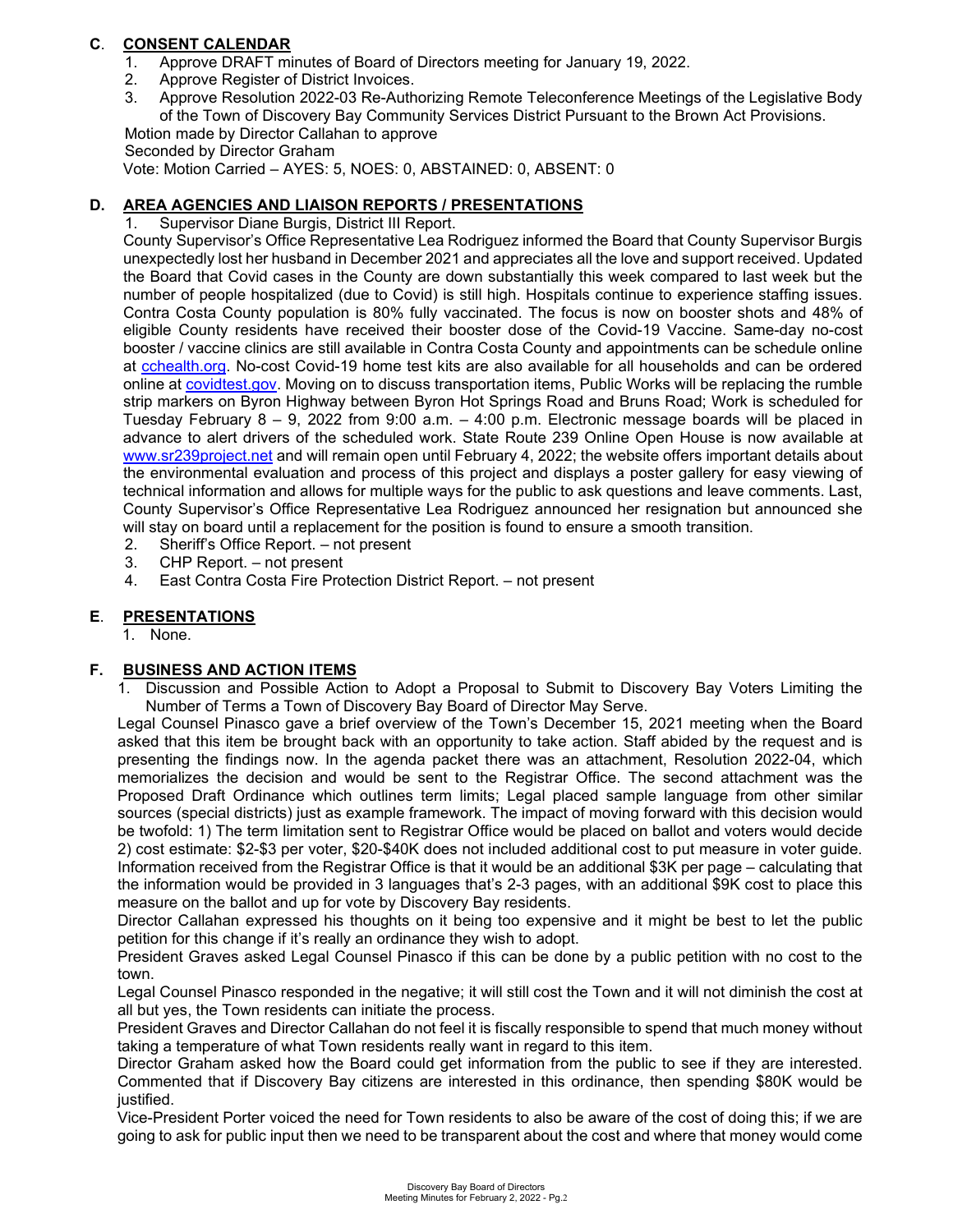## C. CONSENT CALENDAR

1. Approve DRAFT minutes of Board of Directors meeting for January 19, 2022.
2. Approve Register of District Invoices.
3. Approve Resolution 2022-03 Re-Authorizing Remote Teleconference Meetings of the Legislative Body of the Town of Discovery Bay Community Services District Pursuant to the Brown Act Provisions.

Motion made by Director Callahan to approve
Seconded by Director Graham
Vote: Motion Carried – AYES: 5, NOES: 0, ABSTAINED: 0, ABSENT: 0

## D. AREA AGENCIES AND LIAISON REPORTS / PRESENTATIONS

1. Supervisor Diane Burgis, District III Report.

County Supervisor's Office Representative Lea Rodriguez informed the Board that County Supervisor Burgis unexpectedly lost her husband in December 2021 and appreciates all the love and support received. Updated the Board that Covid cases in the County are down substantially this week compared to last week but the number of people hospitalized (due to Covid) is still high. Hospitals continue to experience staffing issues. Contra Costa County population is 80% fully vaccinated. The focus is now on booster shots and 48% of eligible County residents have received their booster dose of the Covid-19 Vaccine. Same-day no-cost booster / vaccine clinics are still available in Contra Costa County and appointments can be schedule online at cchealth.org. No-cost Covid-19 home test kits are also available for all households and can be ordered online at covidtest.gov. Moving on to discuss transportation items, Public Works will be replacing the rumble strip markers on Byron Highway between Byron Hot Springs Road and Bruns Road; Work is scheduled for Tuesday February 8 – 9, 2022 from 9:00 a.m. – 4:00 p.m. Electronic message boards will be placed in advance to alert drivers of the scheduled work. State Route 239 Online Open House is now available at www.sr239project.net and will remain open until February 4, 2022; the website offers important details about the environmental evaluation and process of this project and displays a poster gallery for easy viewing of technical information and allows for multiple ways for the public to ask questions and leave comments. Last, County Supervisor's Office Representative Lea Rodriguez announced her resignation but announced she will stay on board until a replacement for the position is found to ensure a smooth transition.

2. Sheriff's Office Report. – not present
3. CHP Report. – not present
4. East Contra Costa Fire Protection District Report. – not present

## E. PRESENTATIONS

1. None.

## F. BUSINESS AND ACTION ITEMS

1. Discussion and Possible Action to Adopt a Proposal to Submit to Discovery Bay Voters Limiting the Number of Terms a Town of Discovery Bay Board of Director May Serve.

Legal Counsel Pinasco gave a brief overview of the Town's December 15, 2021 meeting when the Board asked that this item be brought back with an opportunity to take action. Staff abided by the request and is presenting the findings now. In the agenda packet there was an attachment, Resolution 2022-04, which memorializes the decision and would be sent to the Registrar Office. The second attachment was the Proposed Draft Ordinance which outlines term limits; Legal placed sample language from other similar sources (special districts) just as example framework. The impact of moving forward with this decision would be twofold: 1) The term limitation sent to Registrar Office would be placed on ballot and voters would decide 2) cost estimate: $2-$3 per voter, $20-$40K does not included additional cost to put measure in voter guide. Information received from the Registrar Office is that it would be an additional $3K per page – calculating that the information would be provided in 3 languages that's 2-3 pages, with an additional $9K cost to place this measure on the ballot and up for vote by Discovery Bay residents.

Director Callahan expressed his thoughts on it being too expensive and it might be best to let the public petition for this change if it's really an ordinance they wish to adopt.

President Graves asked Legal Counsel Pinasco if this can be done by a public petition with no cost to the town.

Legal Counsel Pinasco responded in the negative; it will still cost the Town and it will not diminish the cost at all but yes, the Town residents can initiate the process.

President Graves and Director Callahan do not feel it is fiscally responsible to spend that much money without taking a temperature of what Town residents really want in regard to this item.

Director Graham asked how the Board could get information from the public to see if they are interested. Commented that if Discovery Bay citizens are interested in this ordinance, then spending $80K would be justified.

Vice-President Porter voiced the need for Town residents to also be aware of the cost of doing this; if we are going to ask for public input then we need to be transparent about the cost and where that money would come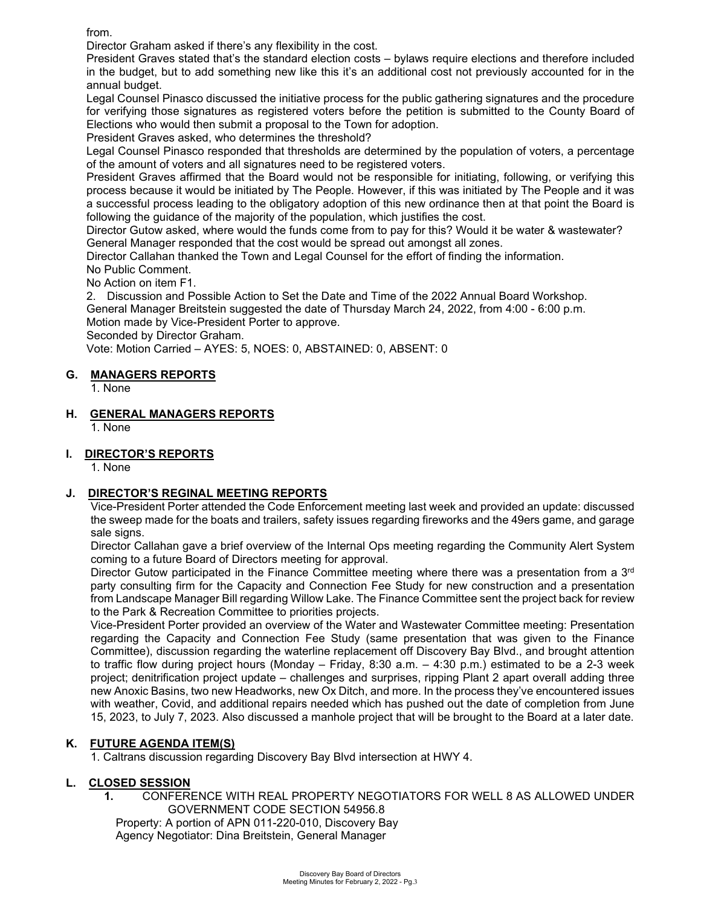from.

Director Graham asked if there's any flexibility in the cost.

President Graves stated that's the standard election costs – bylaws require elections and therefore included in the budget, but to add something new like this it's an additional cost not previously accounted for in the annual budget.

Legal Counsel Pinasco discussed the initiative process for the public gathering signatures and the procedure for verifying those signatures as registered voters before the petition is submitted to the County Board of Elections who would then submit a proposal to the Town for adoption.

President Graves asked, who determines the threshold?

Legal Counsel Pinasco responded that thresholds are determined by the population of voters, a percentage of the amount of voters and all signatures need to be registered voters.

President Graves affirmed that the Board would not be responsible for initiating, following, or verifying this process because it would be initiated by The People. However, if this was initiated by The People and it was a successful process leading to the obligatory adoption of this new ordinance then at that point the Board is following the guidance of the majority of the population, which justifies the cost.

Director Gutow asked, where would the funds come from to pay for this? Would it be water & wastewater?

General Manager responded that the cost would be spread out amongst all zones.

Director Callahan thanked the Town and Legal Counsel for the effort of finding the information.

No Public Comment.

No Action on item F1.

2. Discussion and Possible Action to Set the Date and Time of the 2022 Annual Board Workshop.

General Manager Breitstein suggested the date of Thursday March 24, 2022, from 4:00 - 6:00 p.m.

Motion made by Vice-President Porter to approve.

Seconded by Director Graham.

Vote: Motion Carried – AYES: 5, NOES: 0, ABSTAINED: 0, ABSENT: 0

## G. MANAGERS REPORTS

1. None

## H. GENERAL MANAGERS REPORTS

1. None

## I. DIRECTOR'S REPORTS

1. None

## J. DIRECTOR'S REGINAL MEETING REPORTS

Vice-President Porter attended the Code Enforcement meeting last week and provided an update: discussed the sweep made for the boats and trailers, safety issues regarding fireworks and the 49ers game, and garage sale signs.

Director Callahan gave a brief overview of the Internal Ops meeting regarding the Community Alert System coming to a future Board of Directors meeting for approval.

Director Gutow participated in the Finance Committee meeting where there was a presentation from a 3rd party consulting firm for the Capacity and Connection Fee Study for new construction and a presentation from Landscape Manager Bill regarding Willow Lake. The Finance Committee sent the project back for review to the Park & Recreation Committee to priorities projects.

Vice-President Porter provided an overview of the Water and Wastewater Committee meeting: Presentation regarding the Capacity and Connection Fee Study (same presentation that was given to the Finance Committee), discussion regarding the waterline replacement off Discovery Bay Blvd., and brought attention to traffic flow during project hours (Monday – Friday, 8:30 a.m. – 4:30 p.m.) estimated to be a 2-3 week project; denitrification project update – challenges and surprises, ripping Plant 2 apart overall adding three new Anoxic Basins, two new Headworks, new Ox Ditch, and more. In the process they've encountered issues with weather, Covid, and additional repairs needed which has pushed out the date of completion from June 15, 2023, to July 7, 2023. Also discussed a manhole project that will be brought to the Board at a later date.

## K. FUTURE AGENDA ITEM(S)

1. Caltrans discussion regarding Discovery Bay Blvd intersection at HWY 4.

## L. CLOSED SESSION

**1.** CONFERENCE WITH REAL PROPERTY NEGOTIATORS FOR WELL 8 AS ALLOWED UNDER GOVERNMENT CODE SECTION 54956.8

Property: A portion of APN 011-220-010, Discovery Bay

Agency Negotiator: Dina Breitstein, General Manager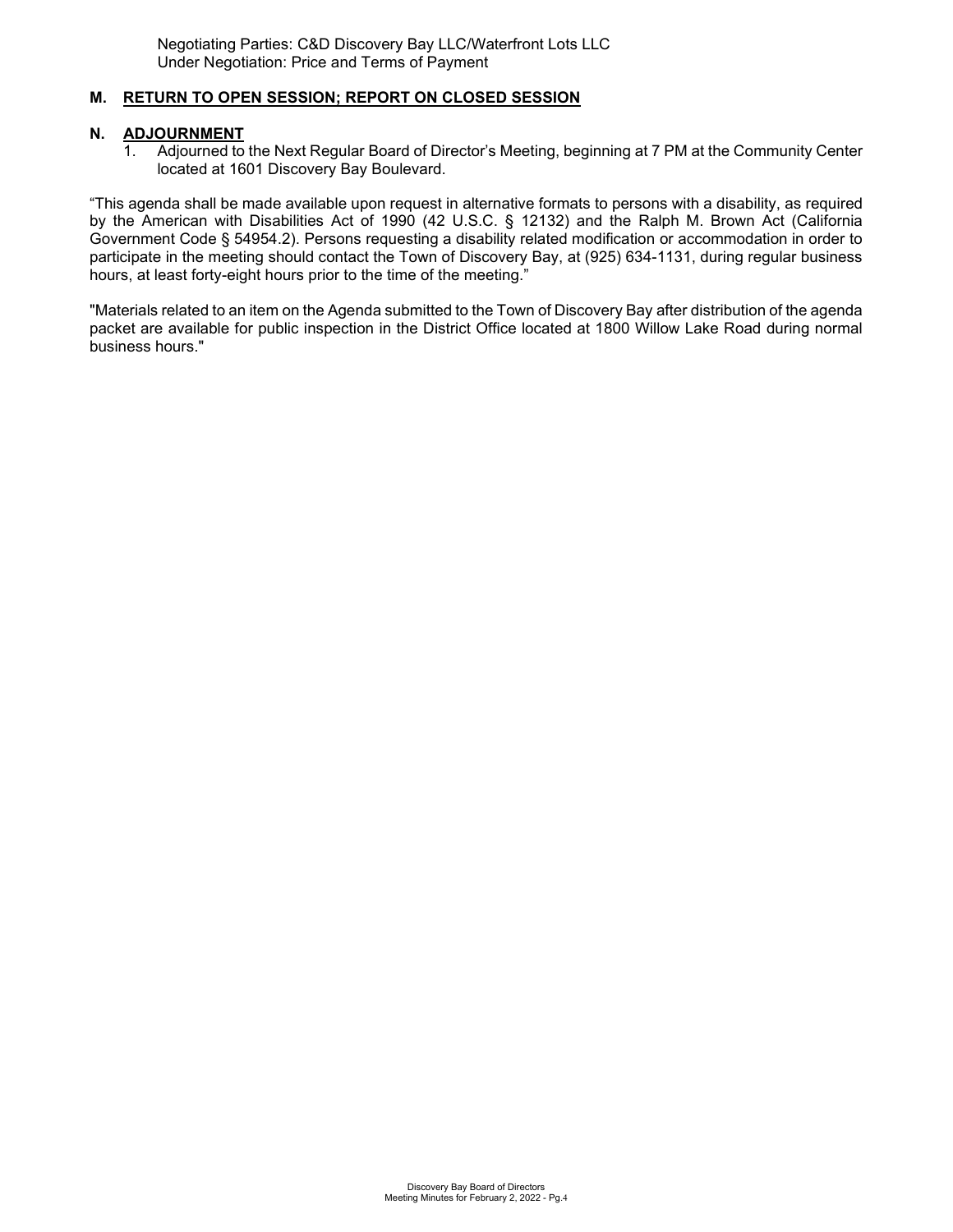Negotiating Parties: C&D Discovery Bay LLC/Waterfront Lots LLC
Under Negotiation: Price and Terms of Payment

## M. RETURN TO OPEN SESSION; REPORT ON CLOSED SESSION

## N. ADJOURNMENT

1. Adjourned to the Next Regular Board of Director's Meeting, beginning at 7 PM at the Community Center located at 1601 Discovery Bay Boulevard.

"This agenda shall be made available upon request in alternative formats to persons with a disability, as required by the American with Disabilities Act of 1990 (42 U.S.C. § 12132) and the Ralph M. Brown Act (California Government Code § 54954.2). Persons requesting a disability related modification or accommodation in order to participate in the meeting should contact the Town of Discovery Bay, at (925) 634-1131, during regular business hours, at least forty-eight hours prior to the time of the meeting."

"Materials related to an item on the Agenda submitted to the Town of Discovery Bay after distribution of the agenda packet are available for public inspection in the District Office located at 1800 Willow Lake Road during normal business hours."